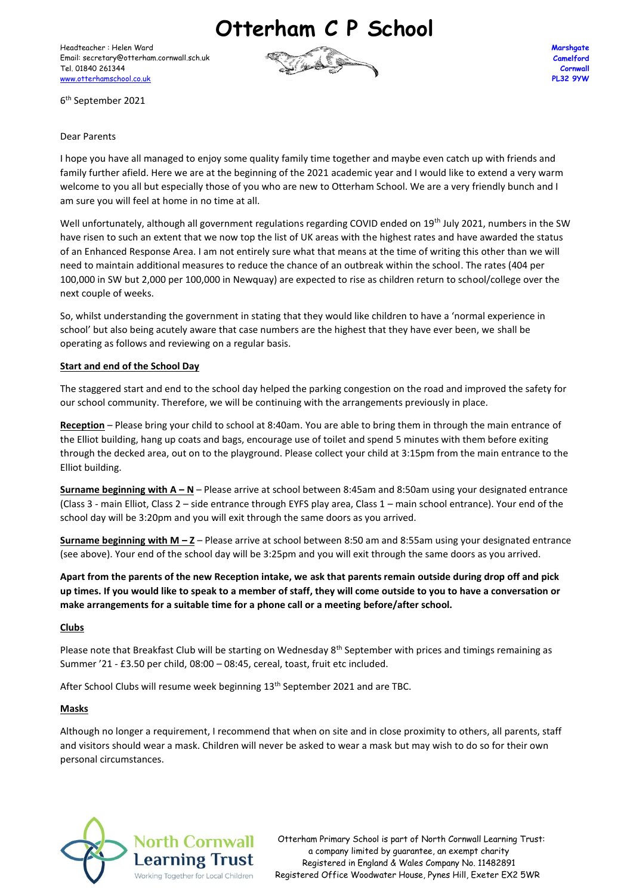# Otterham C P School

Headteacher : Helen Ward
Email: secretary@otterham.cornwall.sch.uk
Tel. 01840 261344
www.otterhamschool.co.uk

Marshgate
Camelford
Cornwall
PL32 9YW

6th September 2021

Dear Parents

I hope you have all managed to enjoy some quality family time together and maybe even catch up with friends and family further afield. Here we are at the beginning of the 2021 academic year and I would like to extend a very warm welcome to you all but especially those of you who are new to Otterham School. We are a very friendly bunch and I am sure you will feel at home in no time at all.

Well unfortunately, although all government regulations regarding COVID ended on 19th July 2021, numbers in the SW have risen to such an extent that we now top the list of UK areas with the highest rates and have awarded the status of an Enhanced Response Area. I am not entirely sure what that means at the time of writing this other than we will need to maintain additional measures to reduce the chance of an outbreak within the school. The rates (404 per 100,000 in SW but 2,000 per 100,000 in Newquay) are expected to rise as children return to school/college over the next couple of weeks.

So, whilst understanding the government in stating that they would like children to have a 'normal experience in school' but also being acutely aware that case numbers are the highest that they have ever been, we shall be operating as follows and reviewing on a regular basis.

**Start and end of the School Day**

The staggered start and end to the school day helped the parking congestion on the road and improved the safety for our school community. Therefore, we will be continuing with the arrangements previously in place.

**Reception** – Please bring your child to school at 8:40am. You are able to bring them in through the main entrance of the Elliot building, hang up coats and bags, encourage use of toilet and spend 5 minutes with them before exiting through the decked area, out on to the playground. Please collect your child at 3:15pm from the main entrance to the Elliot building.

**Surname beginning with A – N** – Please arrive at school between 8:45am and 8:50am using your designated entrance (Class 3 - main Elliot, Class 2 – side entrance through EYFS play area, Class 1 – main school entrance). Your end of the school day will be 3:20pm and you will exit through the same doors as you arrived.

**Surname beginning with M – Z** – Please arrive at school between 8:50 am and 8:55am using your designated entrance (see above). Your end of the school day will be 3:25pm and you will exit through the same doors as you arrived.

**Apart from the parents of the new Reception intake, we ask that parents remain outside during drop off and pick up times. If you would like to speak to a member of staff, they will come outside to you to have a conversation or make arrangements for a suitable time for a phone call or a meeting before/after school.**

**Clubs**

Please note that Breakfast Club will be starting on Wednesday 8th September with prices and timings remaining as Summer '21 - £3.50 per child, 08:00 – 08:45, cereal, toast, fruit etc included.

After School Clubs will resume week beginning 13th September 2021 and are TBC.

**Masks**

Although no longer a requirement, I recommend that when on site and in close proximity to others, all parents, staff and visitors should wear a mask. Children will never be asked to wear a mask but may wish to do so for their own personal circumstances.

North Cornwall Learning Trust
Working Together for Local Children

Otterham Primary School is part of North Cornwall Learning Trust: a company limited by guarantee, an exempt charity
Registered in England & Wales Company No. 11482891
Registered Office Woodwater House, Pynes Hill, Exeter EX2 5WR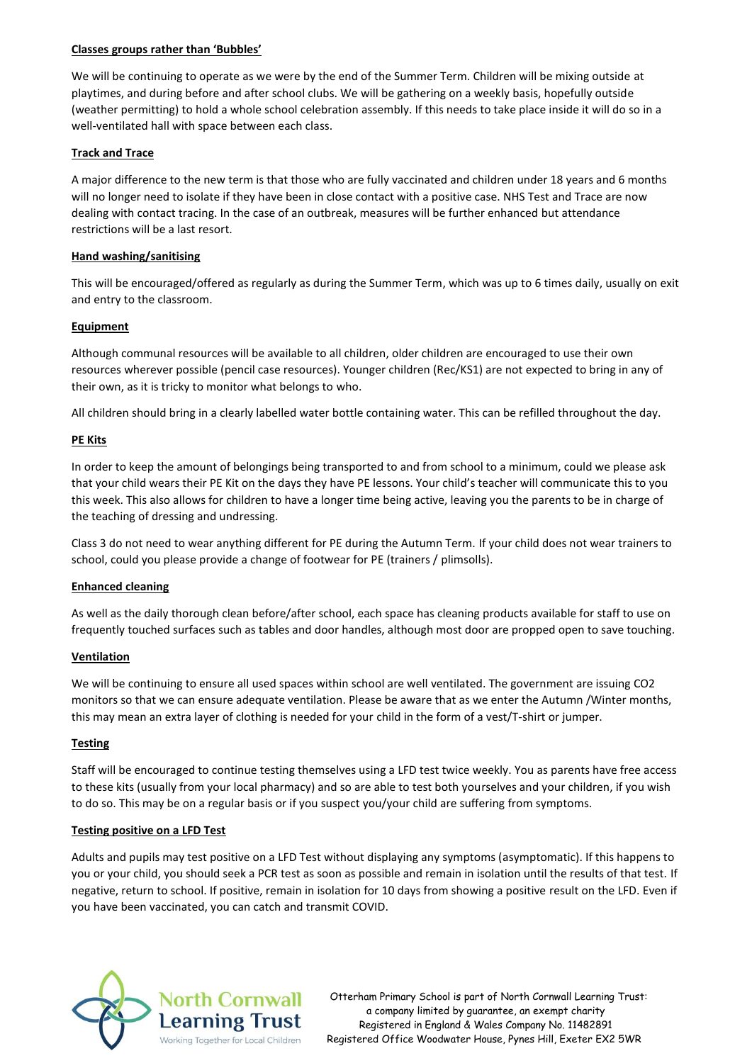**Classes groups rather than 'Bubbles'**

We will be continuing to operate as we were by the end of the Summer Term. Children will be mixing outside at playtimes, and during before and after school clubs. We will be gathering on a weekly basis, hopefully outside (weather permitting) to hold a whole school celebration assembly. If this needs to take place inside it will do so in a well-ventilated hall with space between each class.

**Track and Trace**

A major difference to the new term is that those who are fully vaccinated and children under 18 years and 6 months will no longer need to isolate if they have been in close contact with a positive case. NHS Test and Trace are now dealing with contact tracing. In the case of an outbreak, measures will be further enhanced but attendance restrictions will be a last resort.

**Hand washing/sanitising**

This will be encouraged/offered as regularly as during the Summer Term, which was up to 6 times daily, usually on exit and entry to the classroom.

**Equipment**

Although communal resources will be available to all children, older children are encouraged to use their own resources wherever possible (pencil case resources). Younger children (Rec/KS1) are not expected to bring in any of their own, as it is tricky to monitor what belongs to who.

All children should bring in a clearly labelled water bottle containing water. This can be refilled throughout the day.

**PE Kits**

In order to keep the amount of belongings being transported to and from school to a minimum, could we please ask that your child wears their PE Kit on the days they have PE lessons. Your child's teacher will communicate this to you this week. This also allows for children to have a longer time being active, leaving you the parents to be in charge of the teaching of dressing and undressing.

Class 3 do not need to wear anything different for PE during the Autumn Term. If your child does not wear trainers to school, could you please provide a change of footwear for PE (trainers / plimsolls).

**Enhanced cleaning**

As well as the daily thorough clean before/after school, each space has cleaning products available for staff to use on frequently touched surfaces such as tables and door handles, although most door are propped open to save touching.

**Ventilation**

We will be continuing to ensure all used spaces within school are well ventilated. The government are issuing CO2 monitors so that we can ensure adequate ventilation. Please be aware that as we enter the Autumn /Winter months, this may mean an extra layer of clothing is needed for your child in the form of a vest/T-shirt or jumper.

**Testing**

Staff will be encouraged to continue testing themselves using a LFD test twice weekly. You as parents have free access to these kits (usually from your local pharmacy) and so are able to test both yourselves and your children, if you wish to do so. This may be on a regular basis or if you suspect you/your child are suffering from symptoms.

**Testing positive on a LFD Test**

Adults and pupils may test positive on a LFD Test without displaying any symptoms (asymptomatic). If this happens to you or your child, you should seek a PCR test as soon as possible and remain in isolation until the results of that test. If negative, return to school. If positive, remain in isolation for 10 days from showing a positive result on the LFD. Even if you have been vaccinated, you can catch and transmit COVID.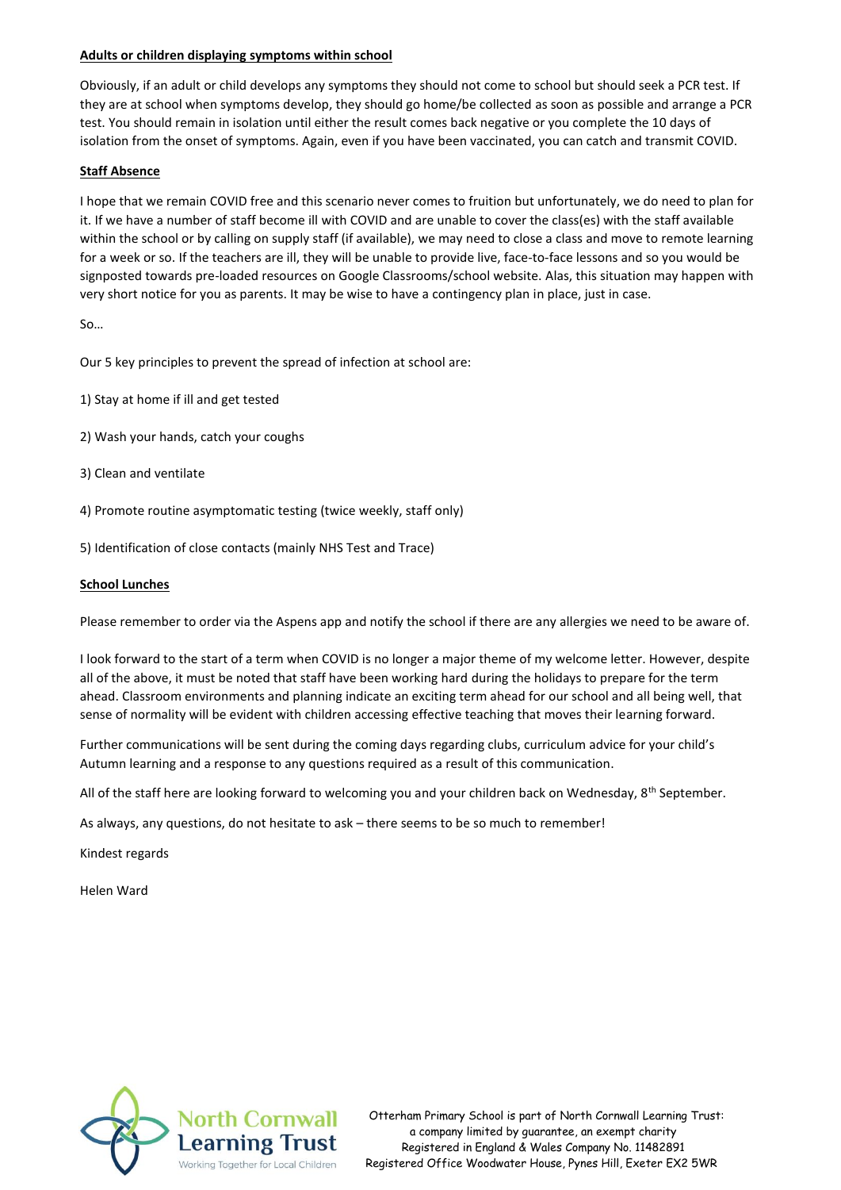**Adults or children displaying symptoms within school**

Obviously, if an adult or child develops any symptoms they should not come to school but should seek a PCR test. If they are at school when symptoms develop, they should go home/be collected as soon as possible and arrange a PCR test. You should remain in isolation until either the result comes back negative or you complete the 10 days of isolation from the onset of symptoms. Again, even if you have been vaccinated, you can catch and transmit COVID.

**Staff Absence**

I hope that we remain COVID free and this scenario never comes to fruition but unfortunately, we do need to plan for it. If we have a number of staff become ill with COVID and are unable to cover the class(es) with the staff available within the school or by calling on supply staff (if available), we may need to close a class and move to remote learning for a week or so. If the teachers are ill, they will be unable to provide live, face-to-face lessons and so you would be signposted towards pre-loaded resources on Google Classrooms/school website. Alas, this situation may happen with very short notice for you as parents. It may be wise to have a contingency plan in place, just in case.

So…

Our 5 key principles to prevent the spread of infection at school are:

1) Stay at home if ill and get tested

2) Wash your hands, catch your coughs

3) Clean and ventilate

4) Promote routine asymptomatic testing (twice weekly, staff only)

5) Identification of close contacts (mainly NHS Test and Trace)

**School Lunches**

Please remember to order via the Aspens app and notify the school if there are any allergies we need to be aware of.

I look forward to the start of a term when COVID is no longer a major theme of my welcome letter. However, despite all of the above, it must be noted that staff have been working hard during the holidays to prepare for the term ahead. Classroom environments and planning indicate an exciting term ahead for our school and all being well, that sense of normality will be evident with children accessing effective teaching that moves their learning forward.

Further communications will be sent during the coming days regarding clubs, curriculum advice for your child's Autumn learning and a response to any questions required as a result of this communication.

All of the staff here are looking forward to welcoming you and your children back on Wednesday, 8th September.

As always, any questions, do not hesitate to ask – there seems to be so much to remember!

Kindest regards

Helen Ward

North Cornwall Learning Trust
Working Together for Local Children

Otterham Primary School is part of North Cornwall Learning Trust: a company limited by guarantee, an exempt charity
Registered in England & Wales Company No. 11482891
Registered Office Woodwater House, Pynes Hill, Exeter EX2 5WR